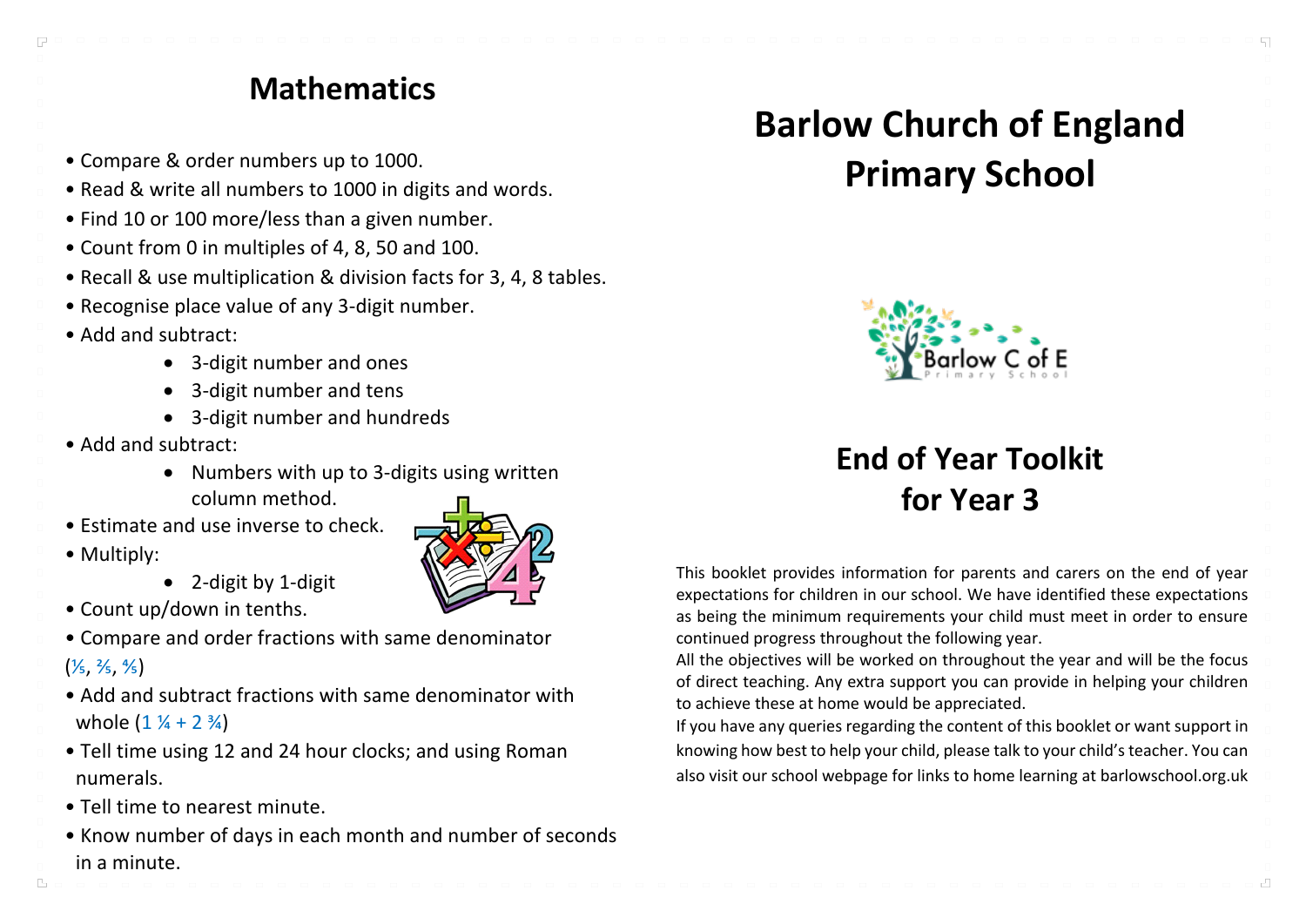## Mathematics

- Compare & order numbers up to 1000.
- Read & write all numbers to 1000 in digits and words.
- Find 10 or 100 more/less than a given number.
- Count from 0 in multiples of 4, 8, 50 and 100.
- Recall & use multiplication & division facts for 3, 4, 8 tables.
- Recognise place value of any 3-digit number.
- Add and subtract:
  - 3-digit number and ones
  - 3-digit number and tens
  - 3-digit number and hundreds
- Add and subtract:
  - Numbers with up to 3-digits using written column method.
- Estimate and use inverse to check.
- Multiply:
  - 2-digit by 1-digit
- Count up/down in tenths.
- Compare and order fractions with same denominator ($\frac{1}{5}$, $\frac{2}{5}$, $\frac{4}{5}$)
- Add and subtract fractions with same denominator with whole ($1\frac{1}{4} + 2\frac{3}{4}$)
- Tell time using 12 and 24 hour clocks; and using Roman numerals.
- Tell time to nearest minute.
- Know number of days in each month and number of seconds in a minute.

# Barlow Church of England Primary School

## End of Year Toolkit for Year 3

This booklet provides information for parents and carers on the end of year expectations for children in our school. We have identified these expectations as being the minimum requirements your child must meet in order to ensure continued progress throughout the following year.

All the objectives will be worked on throughout the year and will be the focus of direct teaching. Any extra support you can provide in helping your children to achieve these at home would be appreciated.

If you have any queries regarding the content of this booklet or want support in knowing how best to help your child, please talk to your child's teacher. You can also visit our school webpage for links to home learning at barlowschool.org.uk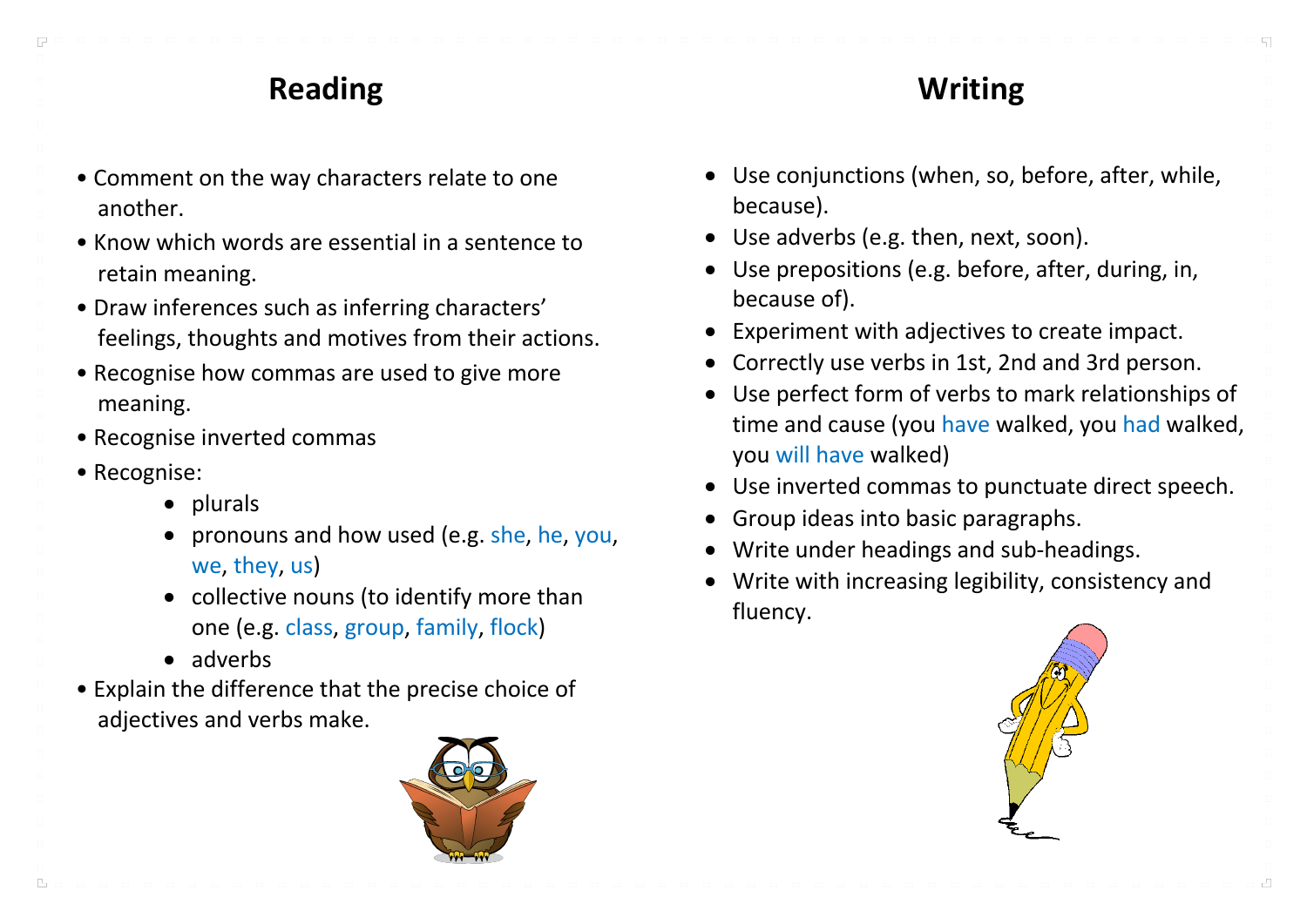## Reading

- Comment on the way characters relate to one another.
- Know which words are essential in a sentence to retain meaning.
- Draw inferences such as inferring characters' feelings, thoughts and motives from their actions.
- Recognise how commas are used to give more meaning.
- Recognise inverted commas
- Recognise:
  - plurals
  - pronouns and how used (e.g. she, he, you, we, they, us)
  - collective nouns (to identify more than one (e.g. class, group, family, flock)
  - adverbs
- Explain the difference that the precise choice of adjectives and verbs make.

## Writing

- Use conjunctions (when, so, before, after, while, because).
- Use adverbs (e.g. then, next, soon).
- Use prepositions (e.g. before, after, during, in, because of).
- Experiment with adjectives to create impact.
- Correctly use verbs in 1st, 2nd and 3rd person.
- Use perfect form of verbs to mark relationships of time and cause (you have walked, you had walked, you will have walked)
- Use inverted commas to punctuate direct speech.
- Group ideas into basic paragraphs.
- Write under headings and sub-headings.
- Write with increasing legibility, consistency and fluency.